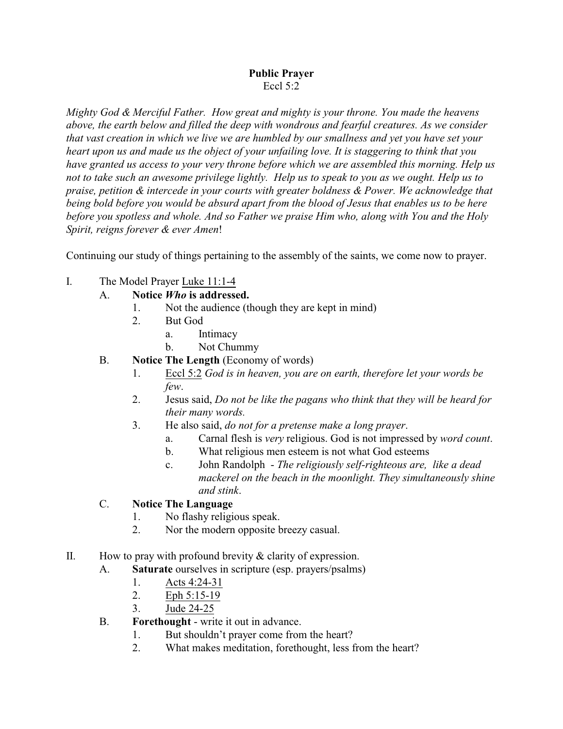# Public Prayer

Eccl 5:2

*Mighty God & Merciful Father. How great and mighty is your throne. You made the heavens above, the earth below and filled the deep with wondrous and fearful creatures. As we consider that vast creation in which we live we are humbled by our smallness and yet you have set your heart upon us and made us the object of your unfailing love. It is staggering to think that you have granted us access to your very throne before which we are assembled this morning. Help us not to take such an awesome privilege lightly. Help us to speak to you as we ought. Help us to praise, petition & intercede in your courts with greater boldness & Power. We acknowledge that being bold before you would be absurd apart from the blood of Jesus that enables us to be here before you spotless and whole. And so Father we praise Him who, along with You and the Holy Spirit, reigns forever & ever Amen*!

Continuing our study of things pertaining to the assembly of the saints, we come now to prayer.

I. The Model Prayer Luke 11:1-4
   - A. **Notice *Who* is addressed.**
     1. Not the audience (though they are kept in mind)
     2. But God
        - a. Intimacy
        - b. Not Chummy
   - B. **Notice The Length** (Economy of words)
     1. Eccl 5:2 *God is in heaven, you are on earth, therefore let your words be few*.
     2. Jesus said, *Do not be like the pagans who think that they will be heard for their many words.*
     3. He also said, *do not for a pretense make a long prayer*.
        - a. Carnal flesh is *very* religious. God is not impressed by *word count*.
        - b. What religious men esteem is not what God esteems
        - c. John Randolph - *The religiously self-righteous are, like a dead mackerel on the beach in the moonlight. They simultaneously shine and stink*.
   - C. **Notice The Language**
     1. No flashy religious speak.
     2. Nor the modern opposite breezy casual.

II. How to pray with profound brevity & clarity of expression.
   - A. **Saturate** ourselves in scripture (esp. prayers/psalms)
     1. Acts 4:24-31
     2. Eph 5:15-19
     3. Jude 24-25
   - B. **Forethought** - write it out in advance.
     1. But shouldn't prayer come from the heart?
     2. What makes meditation, forethought, less from the heart?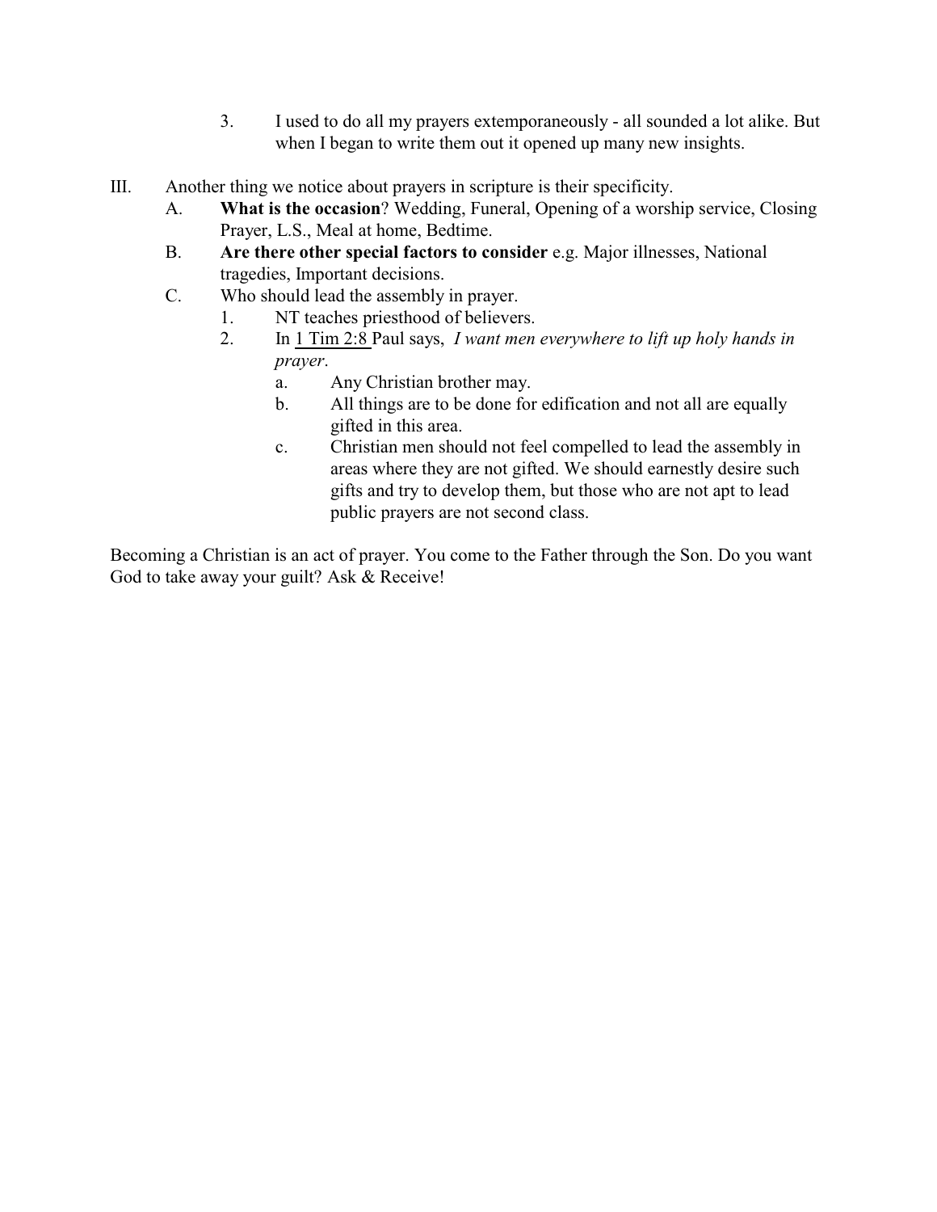3. I used to do all my prayers extemporaneously - all sounded a lot alike. But when I began to write them out it opened up many new insights.

III. Another thing we notice about prayers in scripture is their specificity.

   A. **What is the occasion**? Wedding, Funeral, Opening of a worship service, Closing Prayer, L.S., Meal at home, Bedtime.

   B. **Are there other special factors to consider** e.g. Major illnesses, National tragedies, Important decisions.

   C. Who should lead the assembly in prayer.

      1. NT teaches priesthood of believers.

      2. In 1 Tim 2:8 Paul says, *I want men everywhere to lift up holy hands in prayer*.

         a. Any Christian brother may.

         b. All things are to be done for edification and not all are equally gifted in this area.

         c. Christian men should not feel compelled to lead the assembly in areas where they are not gifted. We should earnestly desire such gifts and try to develop them, but those who are not apt to lead public prayers are not second class.

Becoming a Christian is an act of prayer. You come to the Father through the Son. Do you want God to take away your guilt? Ask & Receive!